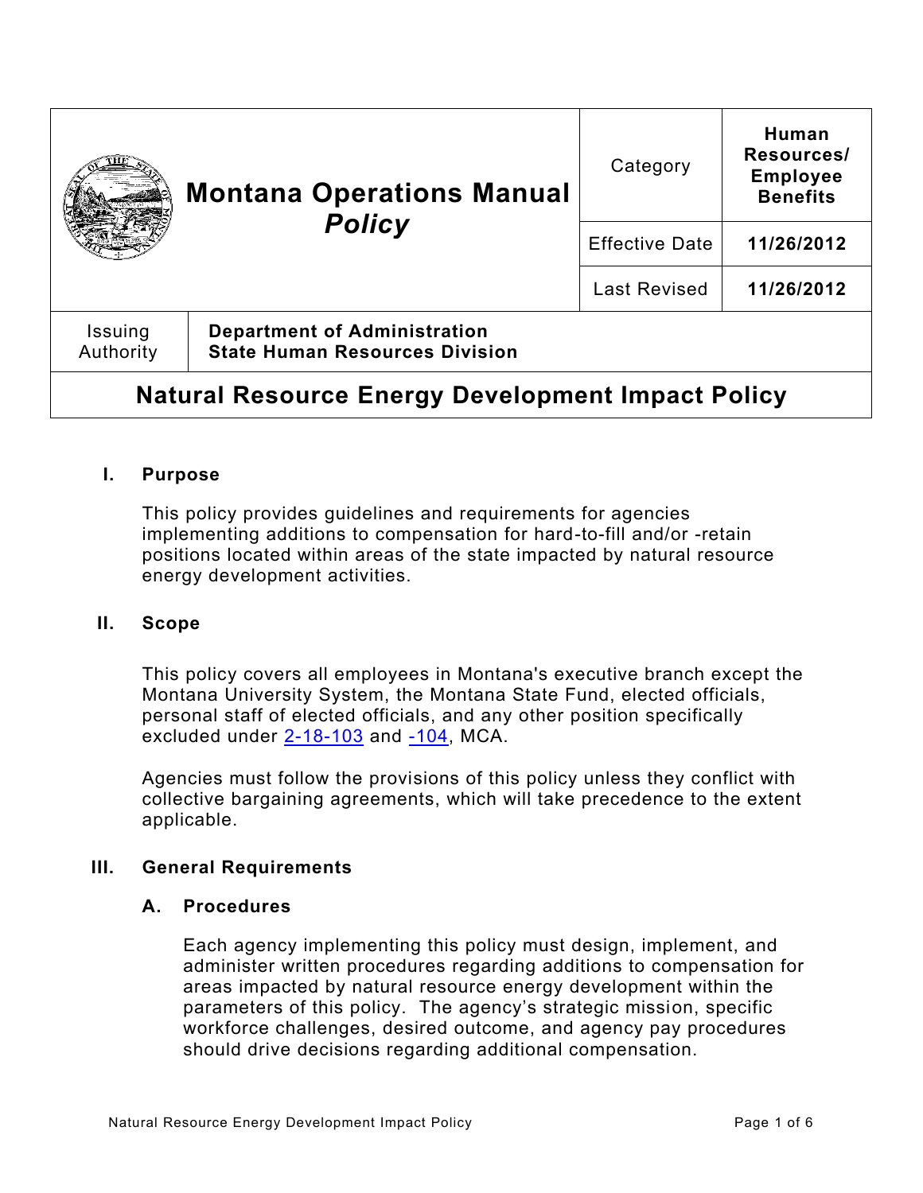| Montana Operations Manual *Policy* | Category | **Human Resources/ Employee Benefits** |
|---|---|---|
| | Effective Date | **11/26/2012** |
| | Last Revised | **11/26/2012** |

| Issuing Authority | **Department of Administration State Human Resources Division** |
|---|---|

# Natural Resource Energy Development Impact Policy

## I. Purpose

This policy provides guidelines and requirements for agencies implementing additions to compensation for hard-to-fill and/or -retain positions located within areas of the state impacted by natural resource energy development activities.

## II. Scope

This policy covers all employees in Montana's executive branch except the Montana University System, the Montana State Fund, elected officials, personal staff of elected officials, and any other position specifically excluded under 2-18-103 and -104, MCA.

Agencies must follow the provisions of this policy unless they conflict with collective bargaining agreements, which will take precedence to the extent applicable.

## III. General Requirements

### A. Procedures

Each agency implementing this policy must design, implement, and administer written procedures regarding additions to compensation for areas impacted by natural resource energy development within the parameters of this policy. The agency's strategic mission, specific workforce challenges, desired outcome, and agency pay procedures should drive decisions regarding additional compensation.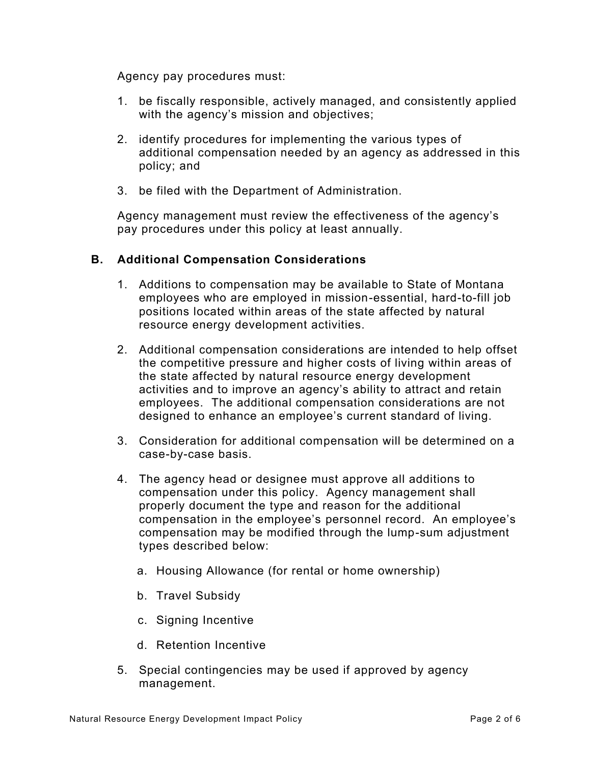Agency pay procedures must:

1. be fiscally responsible, actively managed, and consistently applied with the agency's mission and objectives;
2. identify procedures for implementing the various types of additional compensation needed by an agency as addressed in this policy; and
3. be filed with the Department of Administration.

Agency management must review the effectiveness of the agency's pay procedures under this policy at least annually.

### B. Additional Compensation Considerations

1. Additions to compensation may be available to State of Montana employees who are employed in mission-essential, hard-to-fill job positions located within areas of the state affected by natural resource energy development activities.
2. Additional compensation considerations are intended to help offset the competitive pressure and higher costs of living within areas of the state affected by natural resource energy development activities and to improve an agency's ability to attract and retain employees. The additional compensation considerations are not designed to enhance an employee's current standard of living.
3. Consideration for additional compensation will be determined on a case-by-case basis.
4. The agency head or designee must approve all additions to compensation under this policy. Agency management shall properly document the type and reason for the additional compensation in the employee's personnel record. An employee's compensation may be modified through the lump-sum adjustment types described below:
   a. Housing Allowance (for rental or home ownership)
   b. Travel Subsidy
   c. Signing Incentive
   d. Retention Incentive
5. Special contingencies may be used if approved by agency management.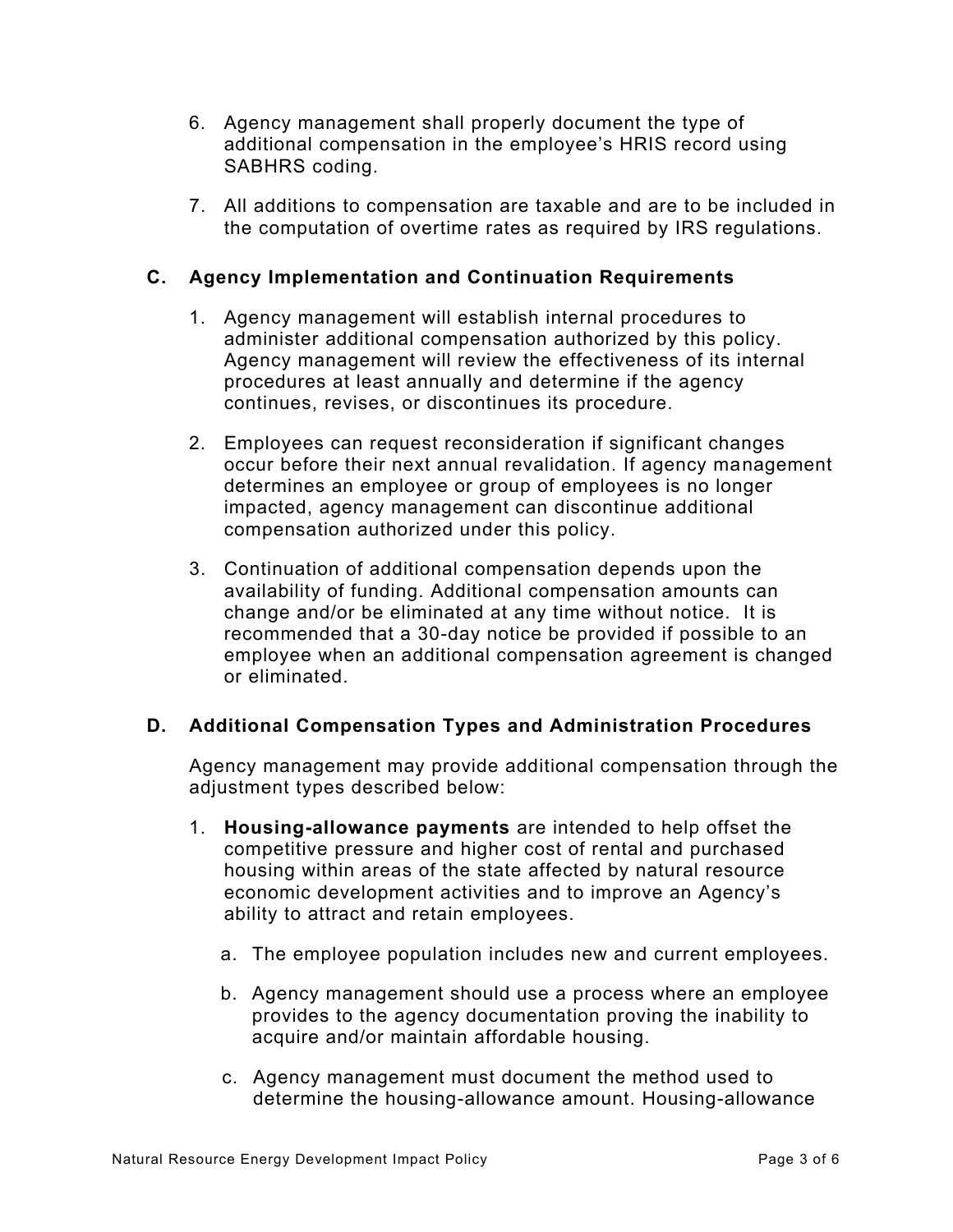6. Agency management shall properly document the type of additional compensation in the employee's HRIS record using SABHRS coding.

7. All additions to compensation are taxable and are to be included in the computation of overtime rates as required by IRS regulations.

### C. Agency Implementation and Continuation Requirements

1. Agency management will establish internal procedures to administer additional compensation authorized by this policy. Agency management will review the effectiveness of its internal procedures at least annually and determine if the agency continues, revises, or discontinues its procedure.

2. Employees can request reconsideration if significant changes occur before their next annual revalidation. If agency management determines an employee or group of employees is no longer impacted, agency management can discontinue additional compensation authorized under this policy.

3. Continuation of additional compensation depends upon the availability of funding. Additional compensation amounts can change and/or be eliminated at any time without notice. It is recommended that a 30-day notice be provided if possible to an employee when an additional compensation agreement is changed or eliminated.

### D. Additional Compensation Types and Administration Procedures

Agency management may provide additional compensation through the adjustment types described below:

1. **Housing-allowance payments** are intended to help offset the competitive pressure and higher cost of rental and purchased housing within areas of the state affected by natural resource economic development activities and to improve an Agency's ability to attract and retain employees.

   a. The employee population includes new and current employees.

   b. Agency management should use a process where an employee provides to the agency documentation proving the inability to acquire and/or maintain affordable housing.

   c. Agency management must document the method used to determine the housing-allowance amount. Housing-allowance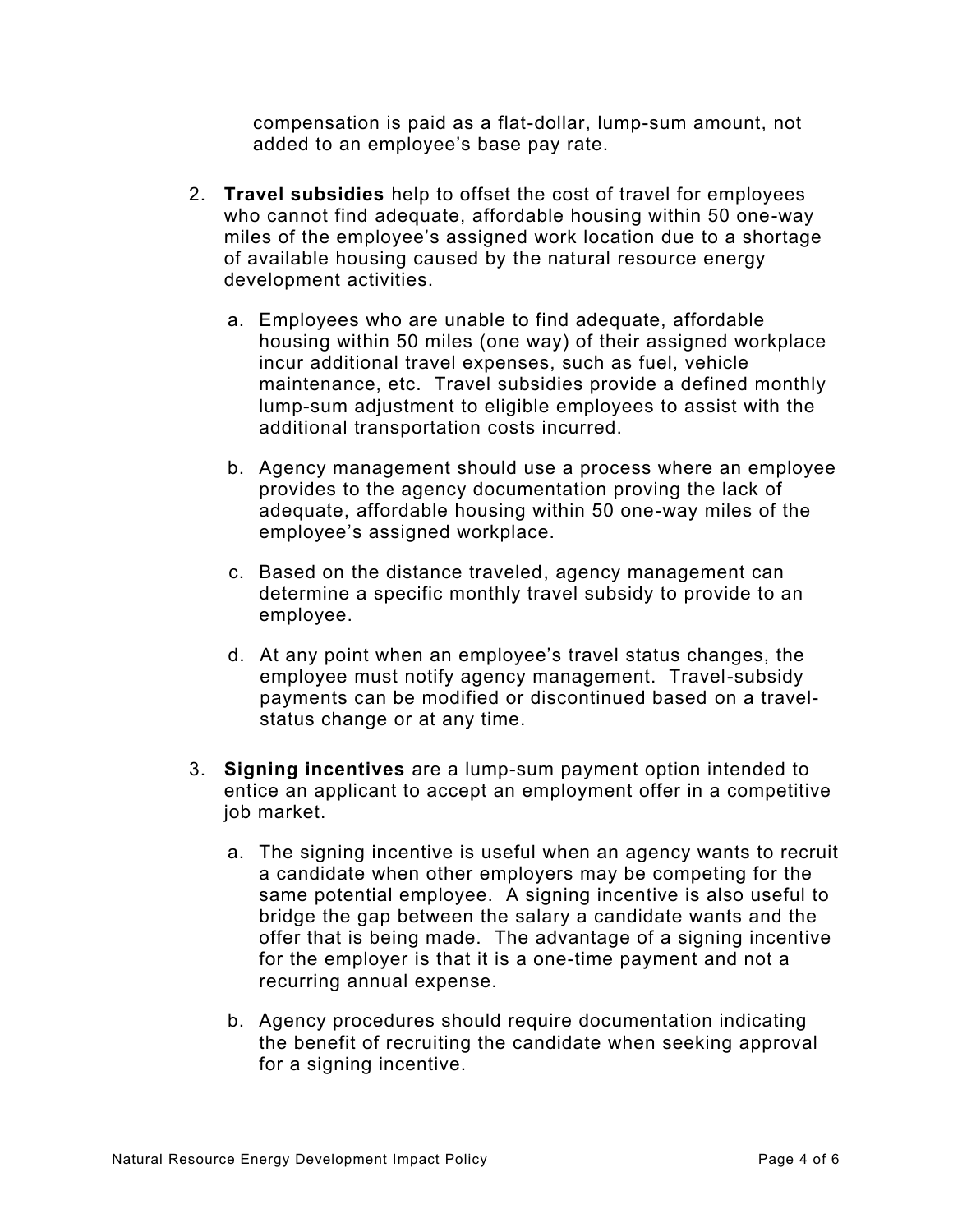compensation is paid as a flat-dollar, lump-sum amount, not added to an employee's base pay rate.

2. **Travel subsidies** help to offset the cost of travel for employees who cannot find adequate, affordable housing within 50 one-way miles of the employee's assigned work location due to a shortage of available housing caused by the natural resource energy development activities.

   a. Employees who are unable to find adequate, affordable housing within 50 miles (one way) of their assigned workplace incur additional travel expenses, such as fuel, vehicle maintenance, etc. Travel subsidies provide a defined monthly lump-sum adjustment to eligible employees to assist with the additional transportation costs incurred.

   b. Agency management should use a process where an employee provides to the agency documentation proving the lack of adequate, affordable housing within 50 one-way miles of the employee's assigned workplace.

   c. Based on the distance traveled, agency management can determine a specific monthly travel subsidy to provide to an employee.

   d. At any point when an employee's travel status changes, the employee must notify agency management. Travel-subsidy payments can be modified or discontinued based on a travel-status change or at any time.

3. **Signing incentives** are a lump-sum payment option intended to entice an applicant to accept an employment offer in a competitive job market.

   a. The signing incentive is useful when an agency wants to recruit a candidate when other employers may be competing for the same potential employee. A signing incentive is also useful to bridge the gap between the salary a candidate wants and the offer that is being made. The advantage of a signing incentive for the employer is that it is a one-time payment and not a recurring annual expense.

   b. Agency procedures should require documentation indicating the benefit of recruiting the candidate when seeking approval for a signing incentive.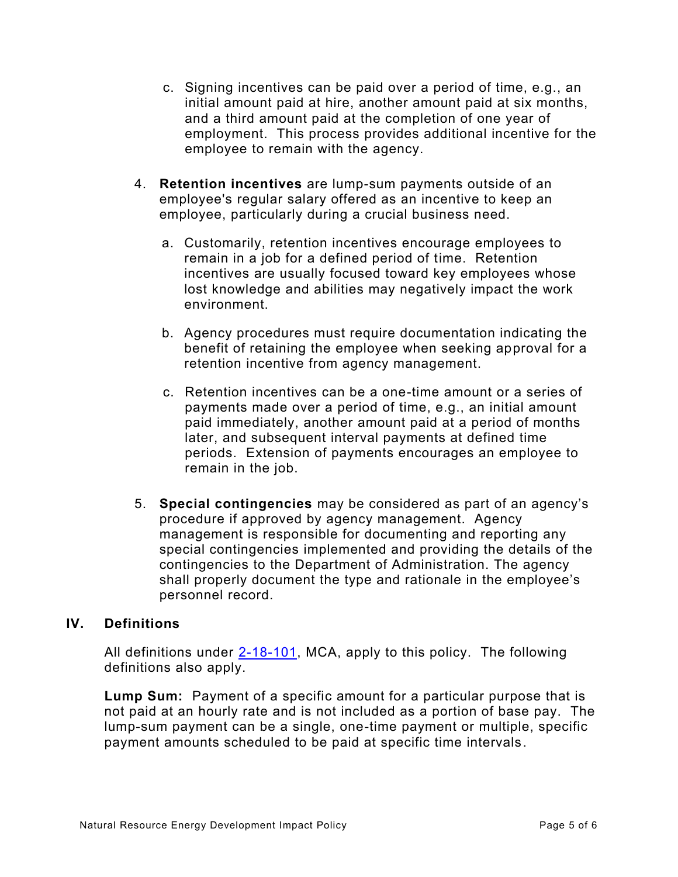c. Signing incentives can be paid over a period of time, e.g., an initial amount paid at hire, another amount paid at six months, and a third amount paid at the completion of one year of employment. This process provides additional incentive for the employee to remain with the agency.

4. **Retention incentives** are lump-sum payments outside of an employee's regular salary offered as an incentive to keep an employee, particularly during a crucial business need.

   a. Customarily, retention incentives encourage employees to remain in a job for a defined period of time. Retention incentives are usually focused toward key employees whose lost knowledge and abilities may negatively impact the work environment.

   b. Agency procedures must require documentation indicating the benefit of retaining the employee when seeking approval for a retention incentive from agency management.

   c. Retention incentives can be a one-time amount or a series of payments made over a period of time, e.g., an initial amount paid immediately, another amount paid at a period of months later, and subsequent interval payments at defined time periods. Extension of payments encourages an employee to remain in the job.

5. **Special contingencies** may be considered as part of an agency's procedure if approved by agency management. Agency management is responsible for documenting and reporting any special contingencies implemented and providing the details of the contingencies to the Department of Administration. The agency shall properly document the type and rationale in the employee's personnel record.

## IV. Definitions

All definitions under 2-18-101, MCA, apply to this policy. The following definitions also apply.

**Lump Sum:** Payment of a specific amount for a particular purpose that is not paid at an hourly rate and is not included as a portion of base pay. The lump-sum payment can be a single, one-time payment or multiple, specific payment amounts scheduled to be paid at specific time intervals.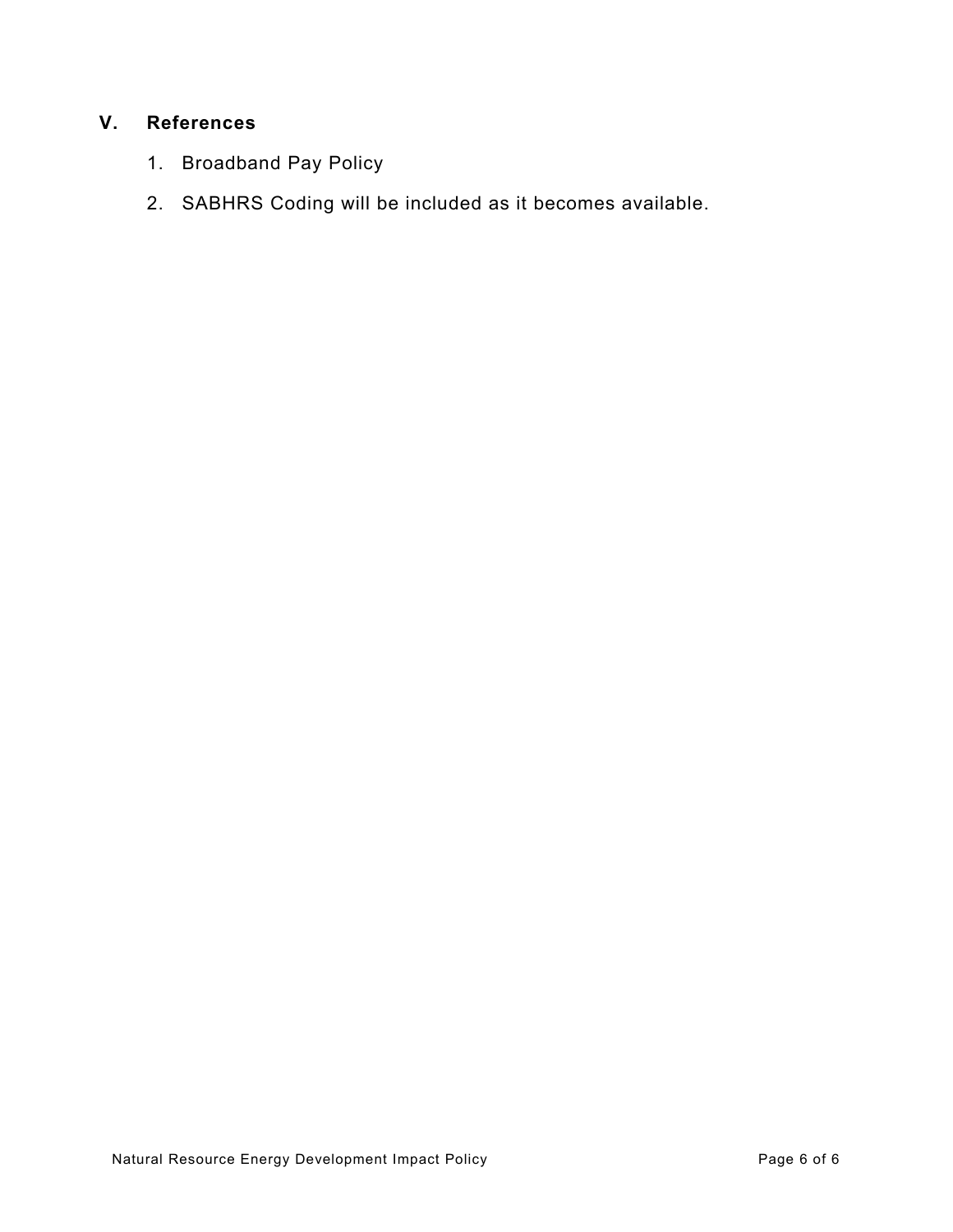## V. References

1. Broadband Pay Policy
2. SABHRS Coding will be included as it becomes available.